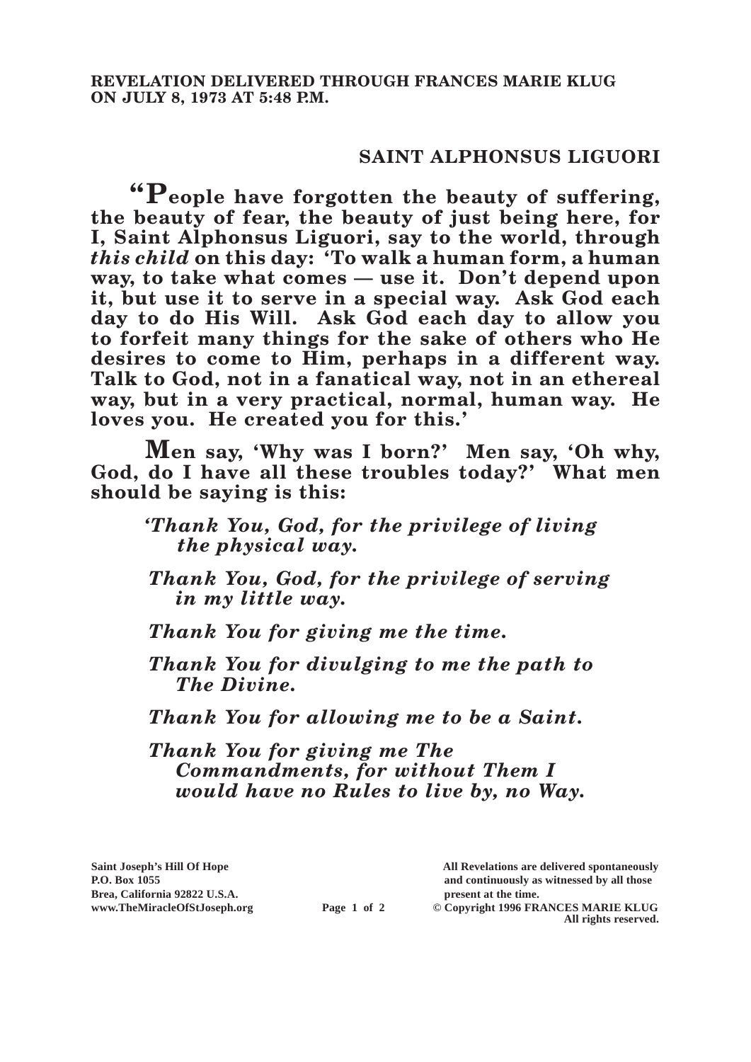**REVELATION DELIVERED THROUGH FRANCES MARIE KLUG ON JULY 8, 1973 AT 5:48 P.M.**

## SAINT ALPHONSUS LIGUORI

**"People have forgotten the beauty of suffering, the beauty of fear, the beauty of just being here, for I, Saint Alphonsus Liguori, say to the world, through *this child* on this day: 'To walk a human form, a human way, to take what comes — use it. Don't depend upon it, but use it to serve in a special way. Ask God each day to do His Will. Ask God each day to allow you to forfeit many things for the sake of others who He desires to come to Him, perhaps in a different way. Talk to God, not in a fanatical way, not in an ethereal way, but in a very practical, normal, human way. He loves you. He created you for this.'**

**Men say, 'Why was I born?' Men say, 'Oh why, God, do I have all these troubles today?' What men should be saying is this:**

> ***'Thank You, God, for the privilege of living the physical way.***
>
> ***Thank You, God, for the privilege of serving in my little way.***
>
> ***Thank You for giving me the time.***
>
> ***Thank You for divulging to me the path to The Divine.***
>
> ***Thank You for allowing me to be a Saint.***
>
> ***Thank You for giving me The Commandments, for without Them I would have no Rules to live by, no Way.***

Saint Joseph's Hill Of Hope
P.O. Box 1055
Brea, California 92822 U.S.A.
www.TheMiracleOfStJoseph.org

All Revelations are delivered spontaneously and continuously as witnessed by all those present at the time.
© Copyright 1996 FRANCES MARIE KLUG
All rights reserved.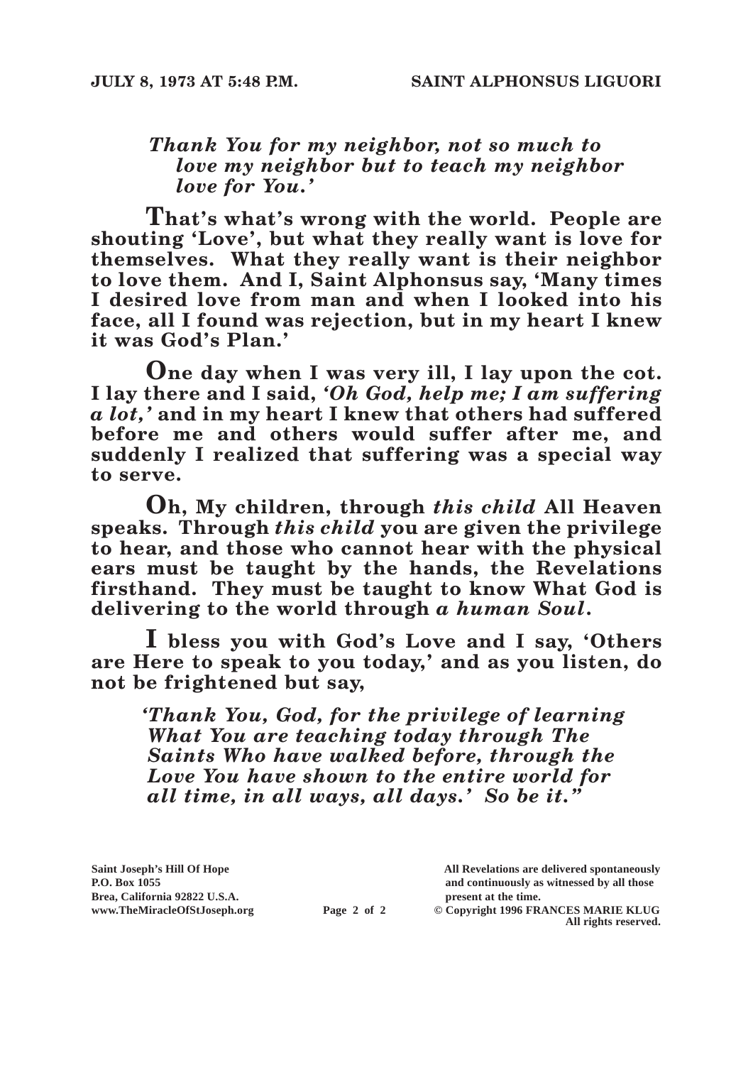***Thank You for my neighbor, not so much to love my neighbor but to teach my neighbor love for You.'***

**That's what's wrong with the world. People are shouting 'Love', but what they really want is love for themselves. What they really want is their neighbor to love them. And I, Saint Alphonsus say, 'Many times I desired love from man and when I looked into his face, all I found was rejection, but in my heart I knew it was God's Plan.'**

**One day when I was very ill, I lay upon the cot. I lay there and I said, *'Oh God, help me; I am suffering a lot,'* and in my heart I knew that others had suffered before me and others would suffer after me, and suddenly I realized that suffering was a special way to serve.**

**Oh, My children, through *this child* All Heaven speaks. Through *this child* you are given the privilege to hear, and those who cannot hear with the physical ears must be taught by the hands, the Revelations firsthand. They must be taught to know What God is delivering to the world through *a human Soul*.**

**I bless you with God's Love and I say, 'Others are Here to speak to you today,' and as you listen, do not be frightened but say,**

> ***'Thank You, God, for the privilege of learning What You are teaching today through The Saints Who have walked before, through the Love You have shown to the entire world for all time, in all ways, all days.' So be it."***

Saint Joseph's Hill Of Hope
P.O. Box 1055
Brea, California 92822 U.S.A.
www.TheMiracleOfStJoseph.org

All Revelations are delivered spontaneously and continuously as witnessed by all those present at the time.
© Copyright 1996 FRANCES MARIE KLUG
All rights reserved.